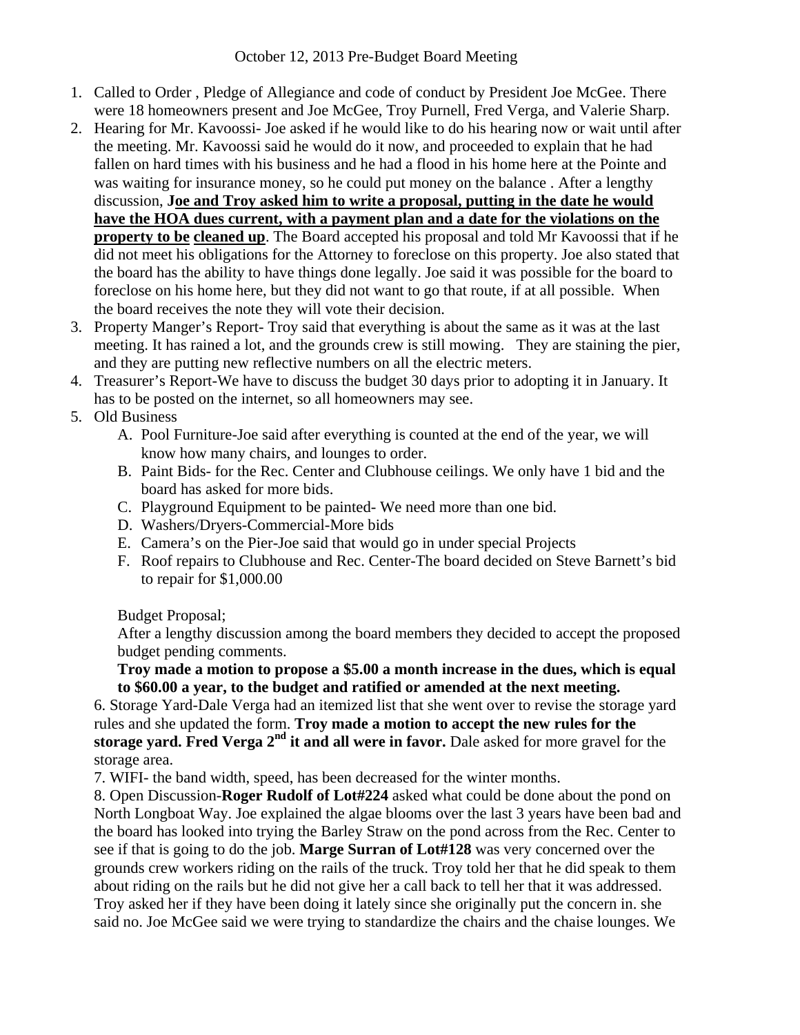October 12, 2013 Pre-Budget Board Meeting

1. Called to Order , Pledge of Allegiance and code of conduct by President Joe McGee. There were 18 homeowners present and Joe McGee, Troy Purnell, Fred Verga, and Valerie Sharp.
2. Hearing for Mr. Kavoossi- Joe asked if he would like to do his hearing now or wait until after the meeting. Mr. Kavoossi said he would do it now, and proceeded to explain that he had fallen on hard times with his business and he had a flood in his home here at the Pointe and was waiting for insurance money, so he could put money on the balance . After a lengthy discussion, **<u>Joe and Troy asked him to write a proposal, putting in the date he would have the HOA dues current, with a payment plan and a date for the violations on the property to be</u> <u>cleaned up</u>**. The Board accepted his proposal and told Mr Kavoossi that if he did not meet his obligations for the Attorney to foreclose on this property. Joe also stated that the board has the ability to have things done legally. Joe said it was possible for the board to foreclose on his home here, but they did not want to go that route, if at all possible. When the board receives the note they will vote their decision.
3. Property Manger's Report- Troy said that everything is about the same as it was at the last meeting. It has rained a lot, and the grounds crew is still mowing. They are staining the pier, and they are putting new reflective numbers on all the electric meters.
4. Treasurer's Report-We have to discuss the budget 30 days prior to adopting it in January. It has to be posted on the internet, so all homeowners may see.
5. Old Business
   A. Pool Furniture-Joe said after everything is counted at the end of the year, we will know how many chairs, and lounges to order.
   B. Paint Bids- for the Rec. Center and Clubhouse ceilings. We only have 1 bid and the board has asked for more bids.
   C. Playground Equipment to be painted- We need more than one bid.
   D. Washers/Dryers-Commercial-More bids
   E. Camera's on the Pier-Joe said that would go in under special Projects
   F. Roof repairs to Clubhouse and Rec. Center-The board decided on Steve Barnett's bid to repair for $1,000.00

   Budget Proposal;

   After a lengthy discussion among the board members they decided to accept the proposed budget pending comments.

   **Troy made a motion to propose a $5.00 a month increase in the dues, which is equal to $60.00 a year, to the budget and ratified or amended at the next meeting.**

6. Storage Yard-Dale Verga had an itemized list that she went over to revise the storage yard rules and she updated the form. **Troy made a motion to accept the new rules for the storage yard. Fred Verga 2nd it and all were in favor.** Dale asked for more gravel for the storage area.

7. WIFI- the band width, speed, has been decreased for the winter months.

8. Open Discussion-**Roger Rudolf of Lot#224** asked what could be done about the pond on North Longboat Way. Joe explained the algae blooms over the last 3 years have been bad and the board has looked into trying the Barley Straw on the pond across from the Rec. Center to see if that is going to do the job. **Marge Surran of Lot#128** was very concerned over the grounds crew workers riding on the rails of the truck. Troy told her that he did speak to them about riding on the rails but he did not give her a call back to tell her that it was addressed. Troy asked her if they have been doing it lately since she originally put the concern in. she said no. Joe McGee said we were trying to standardize the chairs and the chaise lounges. We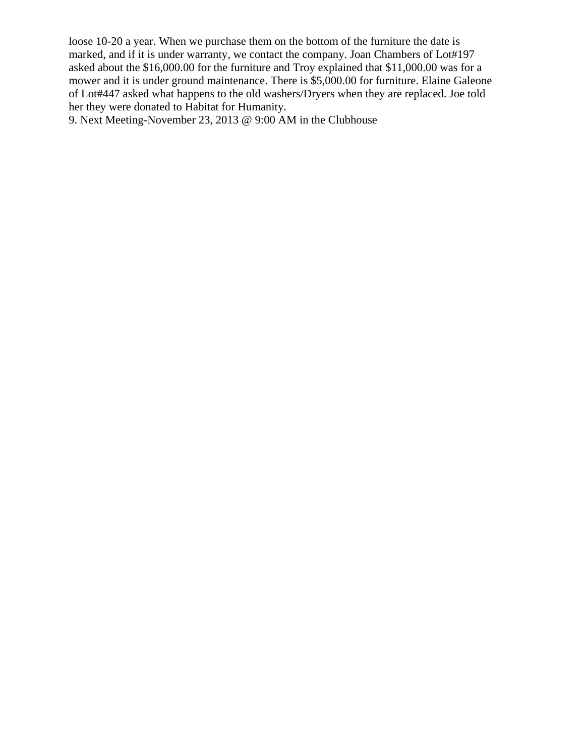loose 10-20 a year. When we purchase them on the bottom of the furniture the date is marked, and if it is under warranty, we contact the company. Joan Chambers of Lot#197 asked about the $16,000.00 for the furniture and Troy explained that $11,000.00 was for a mower and it is under ground maintenance. There is $5,000.00 for furniture. Elaine Galeone of Lot#447 asked what happens to the old washers/Dryers when they are replaced. Joe told her they were donated to Habitat for Humanity.

9. Next Meeting-November 23, 2013 @ 9:00 AM in the Clubhouse